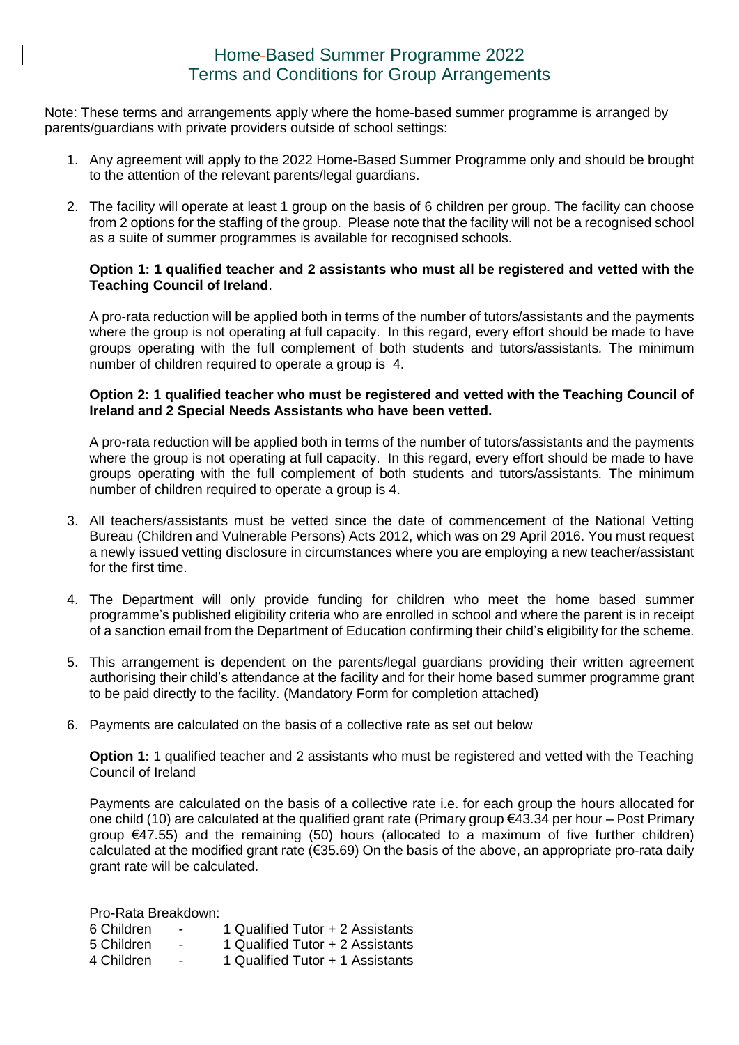# Home-Based Summer Programme 2022
# Terms and Conditions for Group Arrangements

Note: These terms and arrangements apply where the home-based summer programme is arranged by parents/guardians with private providers outside of school settings:

1. Any agreement will apply to the 2022 Home-Based Summer Programme only and should be brought to the attention of the relevant parents/legal guardians.

2. The facility will operate at least 1 group on the basis of 6 children per group. The facility can choose from 2 options for the staffing of the group. Please note that the facility will not be a recognised school as a suite of summer programmes is available for recognised schools.

   **Option 1: 1 qualified teacher and 2 assistants who must all be registered and vetted with the Teaching Council of Ireland**.

   A pro-rata reduction will be applied both in terms of the number of tutors/assistants and the payments where the group is not operating at full capacity. In this regard, every effort should be made to have groups operating with the full complement of both students and tutors/assistants. The minimum number of children required to operate a group is 4.

   **Option 2: 1 qualified teacher who must be registered and vetted with the Teaching Council of Ireland and 2 Special Needs Assistants who have been vetted.**

   A pro-rata reduction will be applied both in terms of the number of tutors/assistants and the payments where the group is not operating at full capacity. In this regard, every effort should be made to have groups operating with the full complement of both students and tutors/assistants. The minimum number of children required to operate a group is 4.

3. All teachers/assistants must be vetted since the date of commencement of the National Vetting Bureau (Children and Vulnerable Persons) Acts 2012, which was on 29 April 2016. You must request a newly issued vetting disclosure in circumstances where you are employing a new teacher/assistant for the first time.

4. The Department will only provide funding for children who meet the home based summer programme's published eligibility criteria who are enrolled in school and where the parent is in receipt of a sanction email from the Department of Education confirming their child's eligibility for the scheme.

5. This arrangement is dependent on the parents/legal guardians providing their written agreement authorising their child's attendance at the facility and for their home based summer programme grant to be paid directly to the facility. (Mandatory Form for completion attached)

6. Payments are calculated on the basis of a collective rate as set out below

   **Option 1:** 1 qualified teacher and 2 assistants who must be registered and vetted with the Teaching Council of Ireland

   Payments are calculated on the basis of a collective rate i.e. for each group the hours allocated for one child (10) are calculated at the qualified grant rate (Primary group €43.34 per hour – Post Primary group €47.55) and the remaining (50) hours (allocated to a maximum of five further children) calculated at the modified grant rate (€35.69) On the basis of the above, an appropriate pro-rata daily grant rate will be calculated.

   Pro-Rata Breakdown:

   | | | |
   |---|---|---|
   | 6 Children | - | 1 Qualified Tutor + 2 Assistants |
   | 5 Children | - | 1 Qualified Tutor + 2 Assistants |
   | 4 Children | - | 1 Qualified Tutor + 1 Assistants |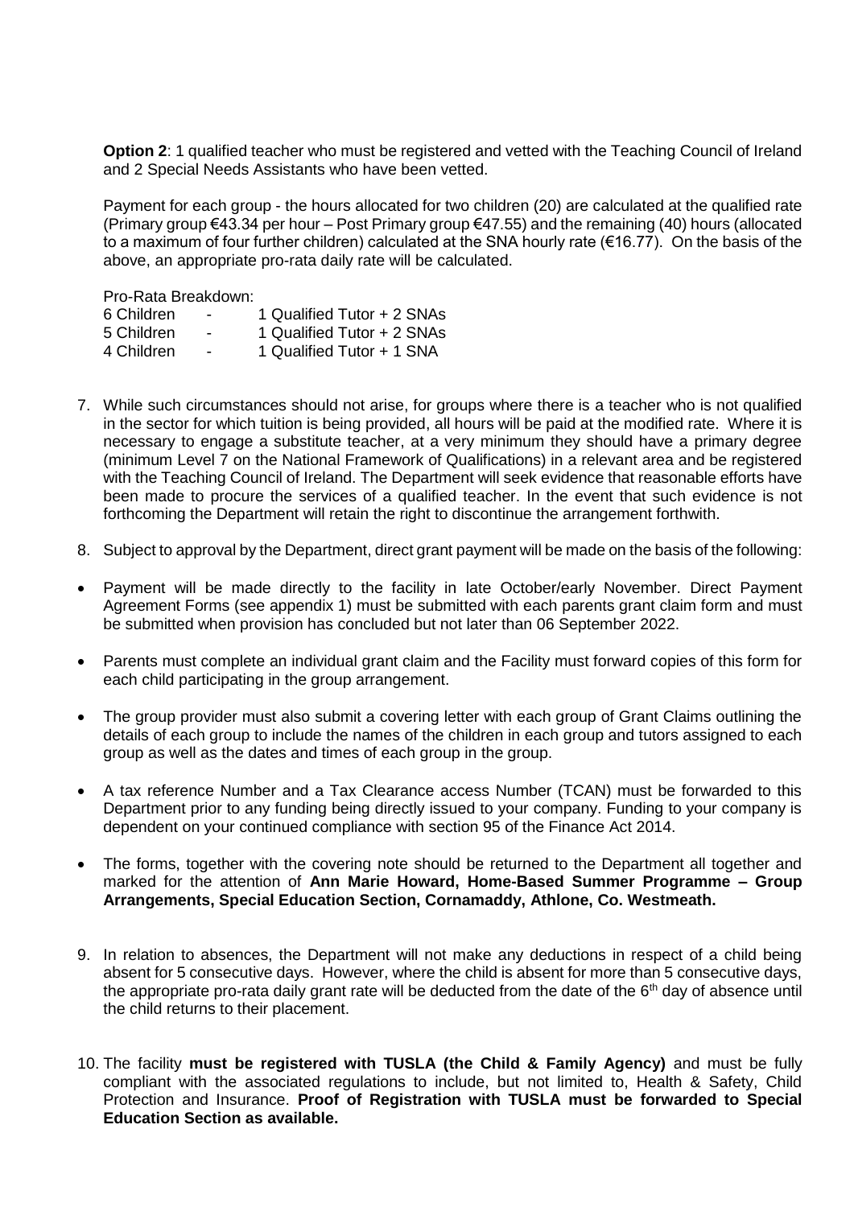**Option 2**: 1 qualified teacher who must be registered and vetted with the Teaching Council of Ireland and 2 Special Needs Assistants who have been vetted.

Payment for each group - the hours allocated for two children (20) are calculated at the qualified rate (Primary group €43.34 per hour – Post Primary group €47.55) and the remaining (40) hours (allocated to a maximum of four further children) calculated at the SNA hourly rate (€16.77). On the basis of the above, an appropriate pro-rata daily rate will be calculated.

Pro-Rata Breakdown:

| | | |
|---|---|---|
| 6 Children | - | 1 Qualified Tutor + 2 SNAs |
| 5 Children | - | 1 Qualified Tutor + 2 SNAs |
| 4 Children | - | 1 Qualified Tutor + 1 SNA |

7. While such circumstances should not arise, for groups where there is a teacher who is not qualified in the sector for which tuition is being provided, all hours will be paid at the modified rate. Where it is necessary to engage a substitute teacher, at a very minimum they should have a primary degree (minimum Level 7 on the National Framework of Qualifications) in a relevant area and be registered with the Teaching Council of Ireland. The Department will seek evidence that reasonable efforts have been made to procure the services of a qualified teacher. In the event that such evidence is not forthcoming the Department will retain the right to discontinue the arrangement forthwith.

8. Subject to approval by the Department, direct grant payment will be made on the basis of the following:

- Payment will be made directly to the facility in late October/early November. Direct Payment Agreement Forms (see appendix 1) must be submitted with each parents grant claim form and must be submitted when provision has concluded but not later than 06 September 2022.

- Parents must complete an individual grant claim and the Facility must forward copies of this form for each child participating in the group arrangement.

- The group provider must also submit a covering letter with each group of Grant Claims outlining the details of each group to include the names of the children in each group and tutors assigned to each group as well as the dates and times of each group in the group.

- A tax reference Number and a Tax Clearance access Number (TCAN) must be forwarded to this Department prior to any funding being directly issued to your company. Funding to your company is dependent on your continued compliance with section 95 of the Finance Act 2014.

- The forms, together with the covering note should be returned to the Department all together and marked for the attention of **Ann Marie Howard, Home-Based Summer Programme – Group Arrangements, Special Education Section, Cornamaddy, Athlone, Co. Westmeath.**

9. In relation to absences, the Department will not make any deductions in respect of a child being absent for 5 consecutive days. However, where the child is absent for more than 5 consecutive days, the appropriate pro-rata daily grant rate will be deducted from the date of the 6th day of absence until the child returns to their placement.

10. The facility **must be registered with TUSLA (the Child & Family Agency)** and must be fully compliant with the associated regulations to include, but not limited to, Health & Safety, Child Protection and Insurance. **Proof of Registration with TUSLA must be forwarded to Special Education Section as available.**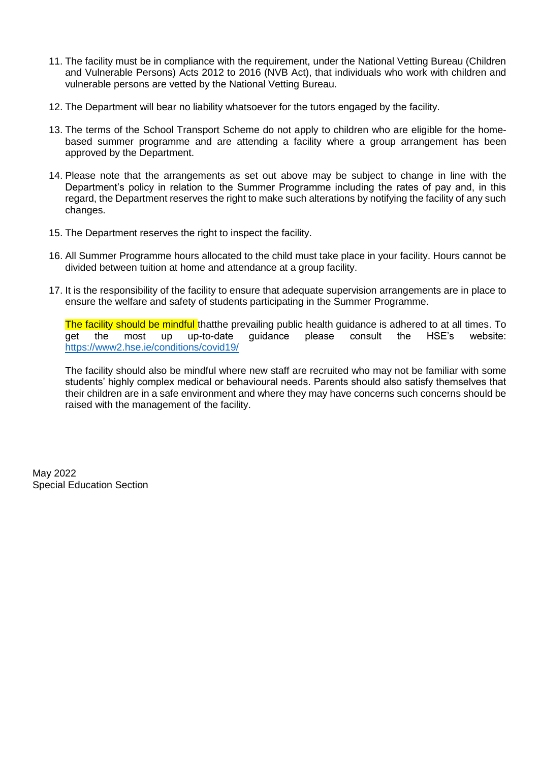11. The facility must be in compliance with the requirement, under the National Vetting Bureau (Children and Vulnerable Persons) Acts 2012 to 2016 (NVB Act), that individuals who work with children and vulnerable persons are vetted by the National Vetting Bureau.

12. The Department will bear no liability whatsoever for the tutors engaged by the facility.

13. The terms of the School Transport Scheme do not apply to children who are eligible for the home-based summer programme and are attending a facility where a group arrangement has been approved by the Department.

14. Please note that the arrangements as set out above may be subject to change in line with the Department's policy in relation to the Summer Programme including the rates of pay and, in this regard, the Department reserves the right to make such alterations by notifying the facility of any such changes.

15. The Department reserves the right to inspect the facility.

16. All Summer Programme hours allocated to the child must take place in your facility. Hours cannot be divided between tuition at home and attendance at a group facility.

17. It is the responsibility of the facility to ensure that adequate supervision arrangements are in place to ensure the welfare and safety of students participating in the Summer Programme.

    The facility should be mindful thatthe prevailing public health guidance is adhered to at all times. To get the most up up-to-date guidance please consult the HSE's website: https://www2.hse.ie/conditions/covid19/

    The facility should also be mindful where new staff are recruited who may not be familiar with some students' highly complex medical or behavioural needs. Parents should also satisfy themselves that their children are in a safe environment and where they may have concerns such concerns should be raised with the management of the facility.

May 2022
Special Education Section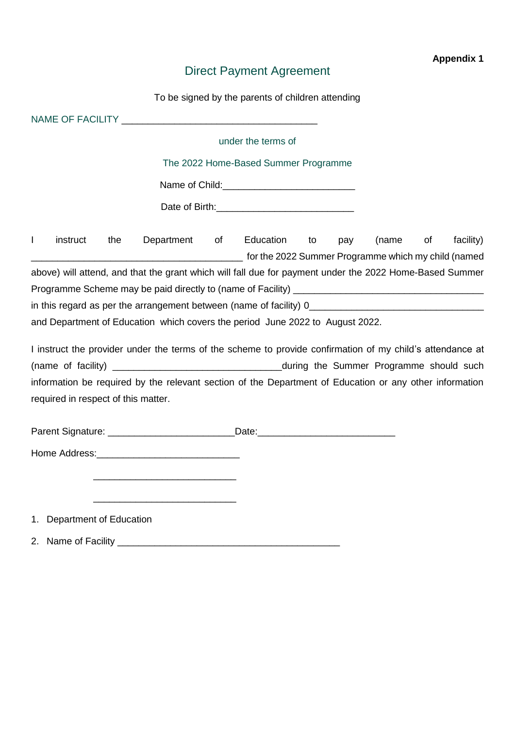**Appendix 1**

# Direct Payment Agreement

To be signed by the parents of children attending

NAME OF FACILITY _____________________________________

under the terms of

The 2022 Home-Based Summer Programme

Name of Child:_________________________

Date of Birth:__________________________

I instruct the Department of Education to pay (name of facility) ________________________________________ for the 2022 Summer Programme which my child (named above) will attend, and that the grant which will fall due for payment under the 2022 Home-Based Summer Programme Scheme may be paid directly to (name of Facility) ____________________________________ in this regard as per the arrangement between (name of facility) 0________________________________ and Department of Education which covers the period June 2022 to August 2022.

I instruct the provider under the terms of the scheme to provide confirmation of my child's attendance at (name of facility) _______________________________during the Summer Programme should such information be required by the relevant section of the Department of Education or any other information required in respect of this matter.

Parent Signature: ________________________Date:__________________________

Home Address:___________________________

___________________________

___________________________

1. Department of Education
2. Name of Facility __________________________________________